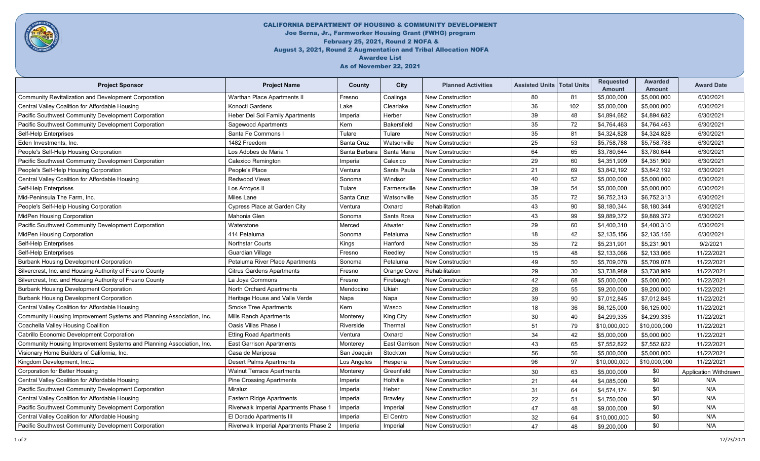# CALIFORNIA DEPARTMENT OF HOUSING & COMMUNITY DEVELOPMENT

## Joe Serna, Jr., Farmworker Housing Grant (FWHG) program

## February 25, 2021, Round 2 NOFA &

## August 3, 2021, Round 2 Augmentation and Tribal Allocation NOFA

## Awardee List

## As of November 22, 2021

| Project Sponsor | Project Name | County | City | Planned Activities | Assisted Units | Total Units | Requested Amount | Awarded Amount | Award Date |
|---|---|---|---|---|---|---|---|---|---|
| Community Revitalization and Development Corporation | Warthan Place Apartments II | Fresno | Coalinga | New Construction | 80 | 81 | $5,000,000 | $5,000,000 | 6/30/2021 |
| Central Valley Coalition for Affordable Housing | Konocti Gardens | Lake | Clearlake | New Construction | 36 | 102 | $5,000,000 | $5,000,000 | 6/30/2021 |
| Pacific Southwest Community Development Corporation | Heber Del Sol Family Apartments | Imperial | Herber | New Construction | 39 | 48 | $4,894,682 | $4,894,682 | 6/30/2021 |
| Pacific Southwest Community Development Corporation | Sagewood Apartments | Kern | Bakersfield | New Construction | 35 | 72 | $4,764,463 | $4,764,463 | 6/30/2021 |
| Self-Help Enterprises | Santa Fe Commons I | Tulare | Tulare | New Construction | 35 | 81 | $4,324,828 | $4,324,828 | 6/30/2021 |
| Eden Investments, Inc. | 1482 Freedom | Santa Cruz | Watsonville | New Construction | 25 | 53 | $5,758,788 | $5,758,788 | 6/30/2021 |
| People's Self-Help Housing Corporation | Los Adobes de Maria 1 | Santa Barbara | Santa Maria | New Construction | 64 | 65 | $3,780,644 | $3,780,644 | 6/30/2021 |
| Pacific Southwest Community Development Corporation | Calexico Remington | Imperial | Calexico | New Construction | 29 | 60 | $4,351,909 | $4,351,909 | 6/30/2021 |
| People's Self-Help Housing Corporation | People's Place | Ventura | Santa Paula | New Construction | 21 | 69 | $3,842,192 | $3,842,192 | 6/30/2021 |
| Central Valley Coalition for Affordable Housing | Redwood Views | Sonoma | Windsor | New Construction | 40 | 52 | $5,000,000 | $5,000,000 | 6/30/2021 |
| Self-Help Enterprises | Los Arroyos II | Tulare | Farmersville | New Construction | 39 | 54 | $5,000,000 | $5,000,000 | 6/30/2021 |
| Mid-Peninsula The Farm, Inc. | Miles Lane | Santa Cruz | Watsonville | New Construction | 35 | 72 | $6,752,313 | $6,752,313 | 6/30/2021 |
| People's Self-Help Housing Corporation | Cypress Place at Garden City | Ventura | Oxnard | Rehabilitation | 43 | 90 | $8,180,344 | $8,180,344 | 6/30/2021 |
| MidPen Housing Corporation | Mahonia Glen | Sonoma | Santa Rosa | New Construction | 43 | 99 | $9,889,372 | $9,889,372 | 6/30/2021 |
| Pacific Southwest Community Development Corporation | Waterstone | Merced | Atwater | New Construction | 29 | 60 | $4,400,310 | $4,400,310 | 6/30/2021 |
| MidPen Housing Corporation | 414 Petaluma | Sonoma | Petaluma | New Construction | 18 | 42 | $2,135,156 | $2,135,156 | 6/30/2021 |
| Self-Help Enterprises | Northstar Courts | Kings | Hanford | New Construction | 35 | 72 | $5,231,901 | $5,231,901 | 9/2/2021 |
| Self-Help Enterprises | Guardian Village | Fresno | Reedley | New Construction | 15 | 48 | $2,133,066 | $2,133,066 | 11/22/2021 |
| Burbank Housing Development Corporation | Petaluma River Place Apartments | Sonoma | Petaluma | New Construction | 49 | 50 | $5,709,078 | $5,709,078 | 11/22/2021 |
| Silvercrest, Inc. and Housing Authority of Fresno County | Citrus Gardens Apartments | Fresno | Orange Cove | Rehabilitation | 29 | 30 | $3,738,989 | $3,738,989 | 11/22/2021 |
| Silvercrest, Inc. and Housing Authority of Fresno County | La Joya Commons | Fresno | Firebaugh | New Construction | 42 | 68 | $5,000,000 | $5,000,000 | 11/22/2021 |
| Burbank Housing Development Corporation | North Orchard Apartments | Mendocino | Ukiah | New Construction | 28 | 55 | $9,200,000 | $9,200,000 | 11/22/2021 |
| Burbank Housing Development Corporation | Heritage House and Valle Verde | Napa | Napa | New Construction | 39 | 90 | $7,012,845 | $7,012,845 | 11/22/2021 |
| Central Valley Coalition for Affordable Housing | Smoke Tree Apartments | Kern | Wasco | New Construction | 18 | 36 | $6,125,000 | $6,125,000 | 11/22/2021 |
| Community Housing Improvement Systems and Planning Association, Inc. | Mills Ranch Apartments | Monterey | King City | New Construction | 30 | 40 | $4,299,335 | $4,299,335 | 11/22/2021 |
| Coachella Valley Housing Coalition | Oasis Villas Phase I | Riverside | Thermal | New Construction | 51 | 79 | $10,000,000 | $10,000,000 | 11/22/2021 |
| Cabrillo Economic Development Corporation | Etting Road Apartments | Ventura | Oxnard | New Construction | 34 | 42 | $5,000,000 | $5,000,000 | 11/22/2021 |
| Community Housing Improvement Systems and Planning Association, Inc. | East Garrison Apartments | Monterey | East Garrison | New Construction | 43 | 65 | $7,552,822 | $7,552,822 | 11/22/2021 |
| Visionary Home Builders of California, Inc. | Casa de Mariposa | San Joaquin | Stockton | New Construction | 56 | 56 | $5,000,000 | $5,000,000 | 11/22/2021 |
| Kingdom Development, Inc. | Desert Palms Apartments | Los Angeles | Hesperia | New Construction | 96 | 97 | $10,000,000 | $10,000,000 | 11/22/2021 |
| Corporation for Better Housing | Walnut Terrace Apartments | Monterey | Greenfield | New Construction | 30 | 63 | $5,000,000 | $0 | Application Withdrawn |
| Central Valley Coalition for Affordable Housing | Pine Crossing Apartments | Imperial | Holtville | New Construction | 21 | 44 | $4,085,000 | $0 | N/A |
| Pacific Southwest Community Development Corporation | Miraluz | Imperial | Heber | New Construction | 31 | 64 | $4,574,174 | $0 | N/A |
| Central Valley Coalition for Affordable Housing | Eastern Ridge Apartments | Imperial | Brawley | New Construction | 22 | 51 | $4,750,000 | $0 | N/A |
| Pacific Southwest Community Development Corporation | Riverwalk Imperial Apartments Phase 1 | Imperial | Imperial | New Construction | 47 | 48 | $9,000,000 | $0 | N/A |
| Central Valley Coalition for Affordable Housing | El Dorado Apartments III | Imperial | El Centro | New Construction | 32 | 64 | $10,000,000 | $0 | N/A |
| Pacific Southwest Community Development Corporation | Riverwalk Imperial Apartments Phase 2 | Imperial | Imperial | New Construction | 47 | 48 | $9,200,000 | $0 | N/A |

12/23/2021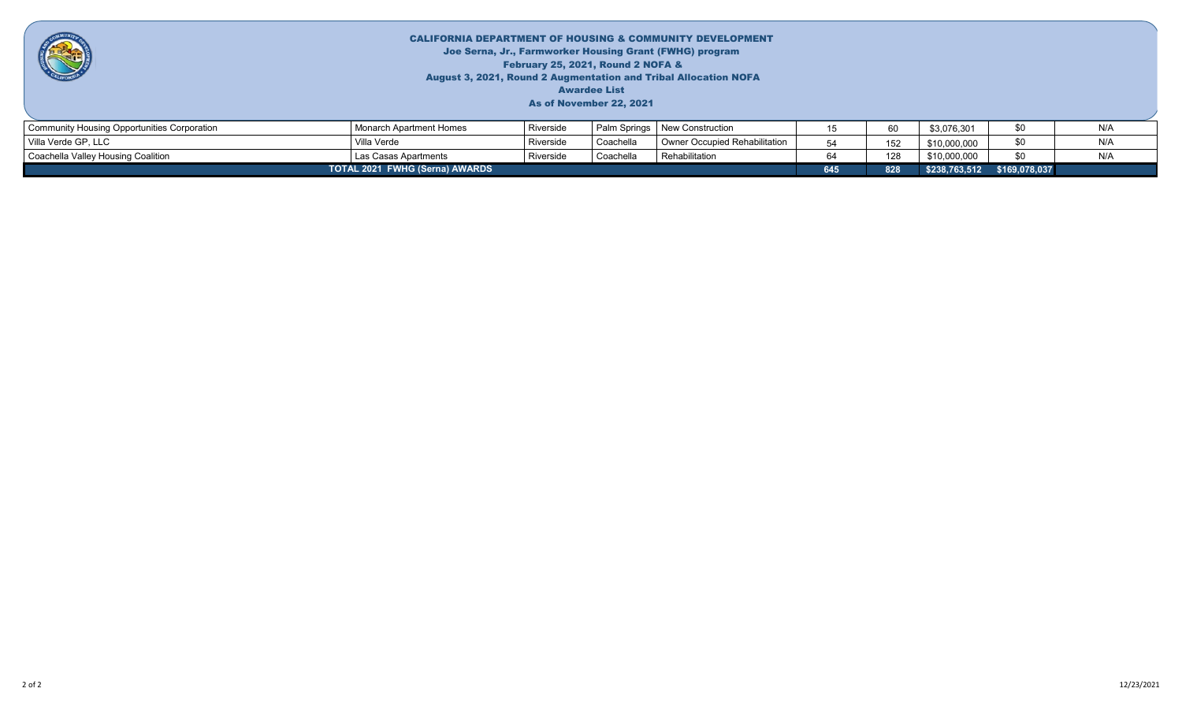**CALIFORNIA DEPARTMENT OF HOUSING & COMMUNITY DEVELOPMENT**
**Joe Serna, Jr., Farmworker Housing Grant (FWHG) program**
**February 25, 2021, Round 2 NOFA &**
**August 3, 2021, Round 2 Augmentation and Tribal Allocation NOFA**
**Awardee List**
**As of November 22, 2021**

| | | | | | | | | | |
|---|---|---|---|---|---|---|---|---|---|
| Community Housing Opportunities Corporation | Monarch Apartment Homes | Riverside | Palm Springs | New Construction | 15 | 60 | $3,076,301 | $0 | N/A |
| Villa Verde GP, LLC | Villa Verde | Riverside | Coachella | Owner Occupied Rehabilitation | 54 | 152 | $10,000,000 | $0 | N/A |
| Coachella Valley Housing Coalition | Las Casas Apartments | Riverside | Coachella | Rehabilitation | 64 | 128 | $10,000,000 | $0 | N/A |
| **TOTAL 2021 FWHG (Serna) AWARDS** | | | | | **645** | **828** | **$238,763,512** | **$169,078,037** | |